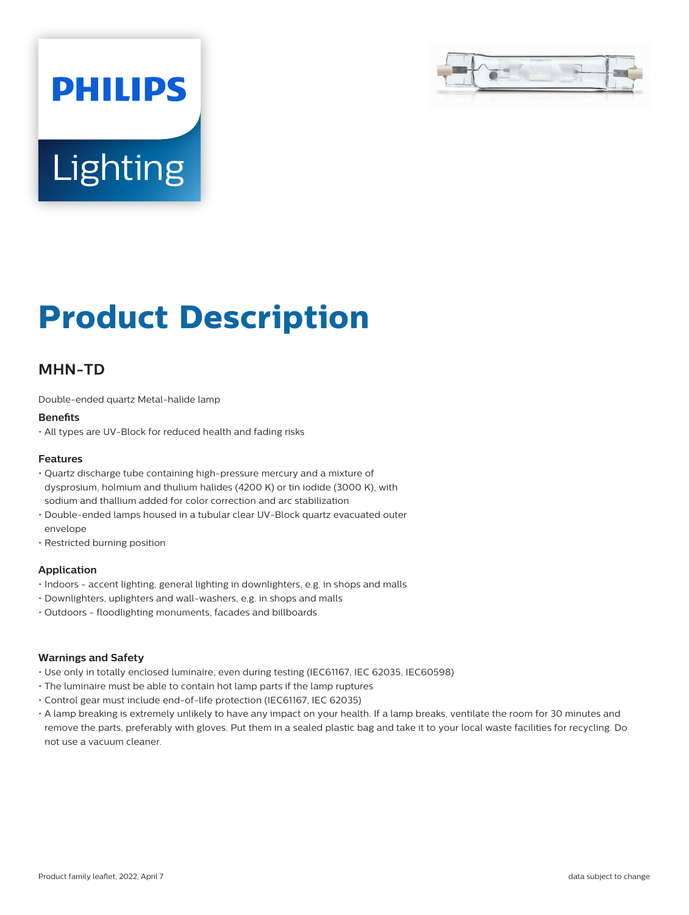PHILIPS

Lighting

# Product Description

## MHN-TD

Double-ended quartz Metal-halide lamp

### Benefits

- All types are UV-Block for reduced health and fading risks

### Features

- Quartz discharge tube containing high-pressure mercury and a mixture of dysprosium, holmium and thulium halides (4200 K) or tin iodide (3000 K), with sodium and thallium added for color correction and arc stabilization
- Double-ended lamps housed in a tubular clear UV-Block quartz evacuated outer envelope
- Restricted burning position

### Application

- Indoors - accent lighting, general lighting in downlighters, e.g. in shops and malls
- Downlighters, uplighters and wall-washers, e.g. in shops and malls
- Outdoors - floodlighting monuments, facades and billboards

### Warnings and Safety

- Use only in totally enclosed luminaire, even during testing (IEC61167, IEC 62035, IEC60598)
- The luminaire must be able to contain hot lamp parts if the lamp ruptures
- Control gear must include end-of-life protection (IEC61167, IEC 62035)
- A lamp breaking is extremely unlikely to have any impact on your health. If a lamp breaks, ventilate the room for 30 minutes and remove the parts, preferably with gloves. Put them in a sealed plastic bag and take it to your local waste facilities for recycling. Do not use a vacuum cleaner.

Product family leaflet, 2022, April 7

data subject to change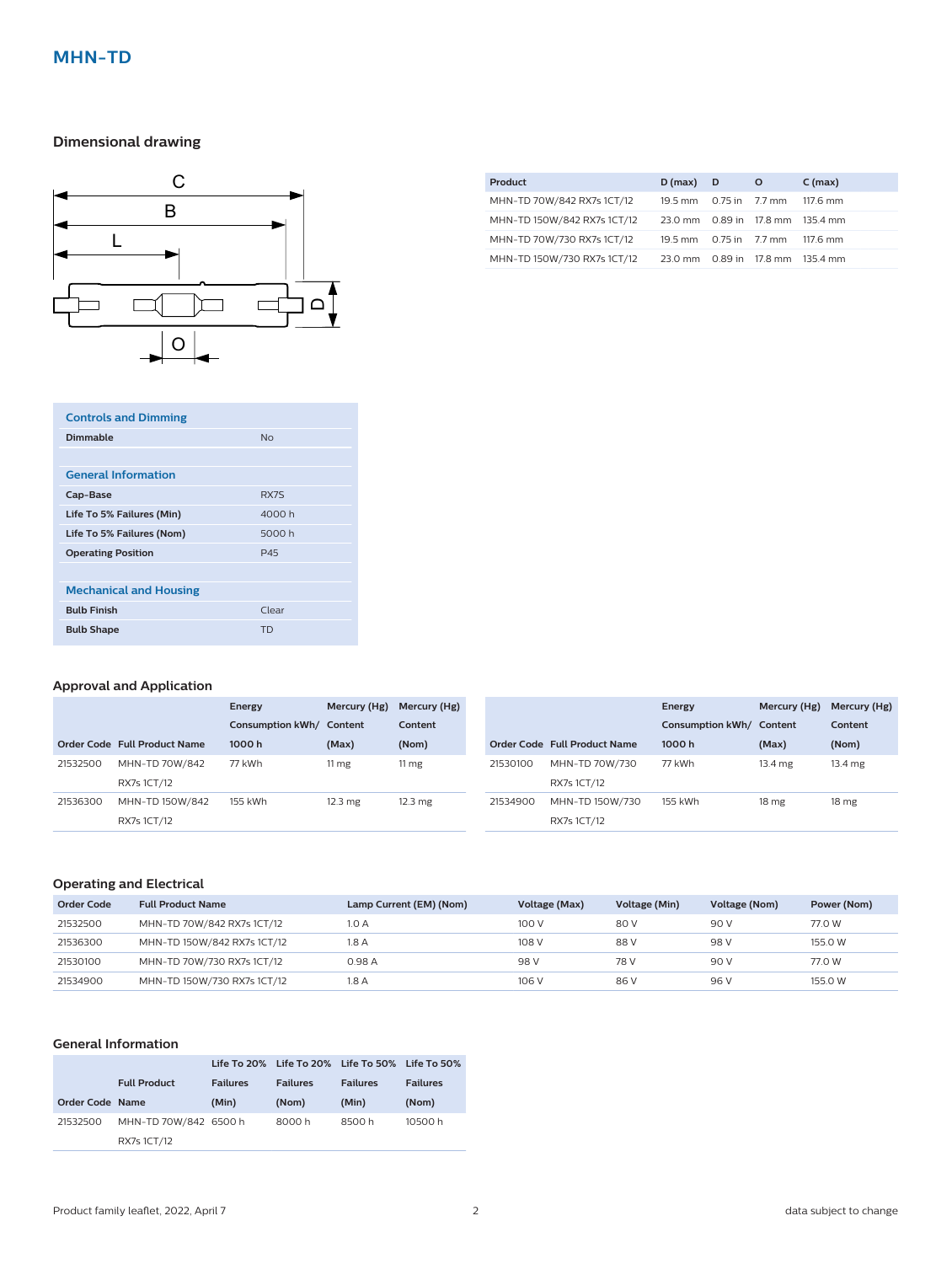## Dimensional drawing

| Product | D (max) | D | O | C (max) |
|---|---|---|---|---|
| MHN-TD 70W/842 RX7s 1CT/12 | 19.5 mm | 0.75 in | 7.7 mm | 117.6 mm |
| MHN-TD 150W/842 RX7s 1CT/12 | 23.0 mm | 0.89 in | 17.8 mm | 135.4 mm |
| MHN-TD 70W/730 RX7s 1CT/12 | 19.5 mm | 0.75 in | 7.7 mm | 117.6 mm |
| MHN-TD 150W/730 RX7s 1CT/12 | 23.0 mm | 0.89 in | 17.8 mm | 135.4 mm |

| Controls and Dimming | |
|---|---|
| Dimmable | No |
| **General Information** | |
| Cap-Base | RX7S |
| Life To 5% Failures (Min) | 4000 h |
| Life To 5% Failures (Nom) | 5000 h |
| Operating Position | P45 |
| **Mechanical and Housing** | |
| Bulb Finish | Clear |
| Bulb Shape | TD |

## Approval and Application

| Order Code | Full Product Name | Energy Consumption kWh/ 1000 h | Mercury (Hg) Content (Max) | Mercury (Hg) Content (Nom) |
|---|---|---|---|---|
| 21532500 | MHN-TD 70W/842 RX7s 1CT/12 | 77 kWh | 11 mg | 11 mg |
| 21536300 | MHN-TD 150W/842 RX7s 1CT/12 | 155 kWh | 12.3 mg | 12.3 mg |
| 21530100 | MHN-TD 70W/730 RX7s 1CT/12 | 77 kWh | 13.4 mg | 13.4 mg |
| 21534900 | MHN-TD 150W/730 RX7s 1CT/12 | 155 kWh | 18 mg | 18 mg |

## Operating and Electrical

| Order Code | Full Product Name | Lamp Current (EM) (Nom) | Voltage (Max) | Voltage (Min) | Voltage (Nom) | Power (Nom) |
|---|---|---|---|---|---|---|
| 21532500 | MHN-TD 70W/842 RX7s 1CT/12 | 1.0 A | 100 V | 80 V | 90 V | 77.0 W |
| 21536300 | MHN-TD 150W/842 RX7s 1CT/12 | 1.8 A | 108 V | 88 V | 98 V | 155.0 W |
| 21530100 | MHN-TD 70W/730 RX7s 1CT/12 | 0.98 A | 98 V | 78 V | 90 V | 77.0 W |
| 21534900 | MHN-TD 150W/730 RX7s 1CT/12 | 1.8 A | 106 V | 86 V | 96 V | 155.0 W |

## General Information

| Order Code | Full Product Name | Life To 20% Failures (Min) | Life To 20% Failures (Nom) | Life To 50% Failures (Min) | Life To 50% Failures (Nom) |
|---|---|---|---|---|---|
| 21532500 | MHN-TD 70W/842 RX7s 1CT/12 | 6500 h | 8000 h | 8500 h | 10500 h |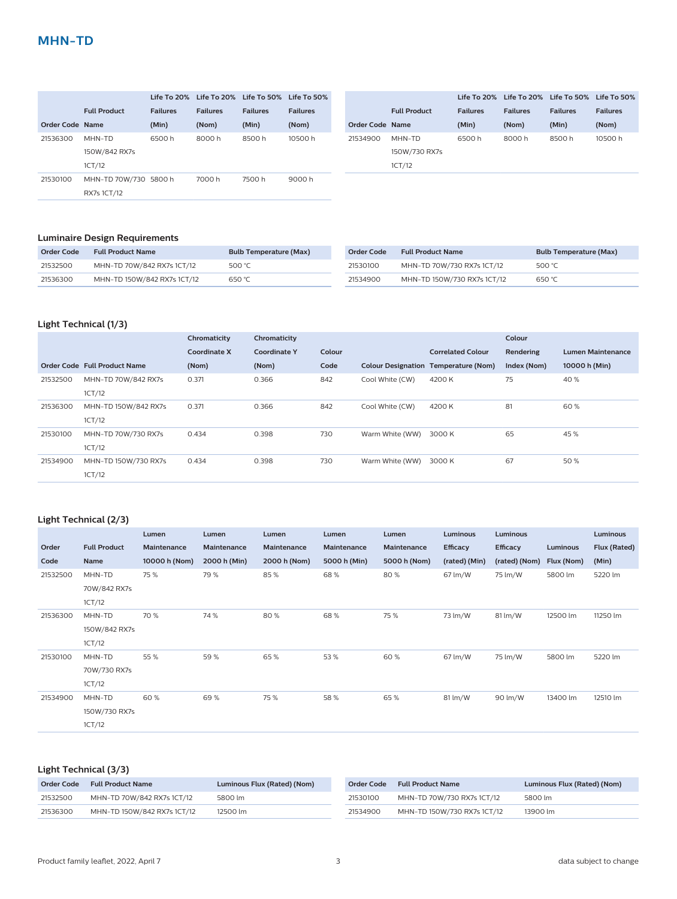# MHN-TD

| Order Code | Full Product Name | Life To 20% Failures (Min) | Life To 20% Failures (Nom) | Life To 50% Failures (Min) | Life To 50% Failures (Nom) |
|---|---|---|---|---|---|
| 21536300 | MHN-TD 150W/842 RX7s 1CT/12 | 6500 h | 8000 h | 8500 h | 10500 h |
| 21530100 | MHN-TD 70W/730 RX7s 1CT/12 | 5800 h | 7000 h | 7500 h | 9000 h |
| 21534900 | MHN-TD 150W/730 RX7s 1CT/12 | 6500 h | 8000 h | 8500 h | 10500 h |

## Luminaire Design Requirements

| Order Code | Full Product Name | Bulb Temperature (Max) |
|---|---|---|
| 21532500 | MHN-TD 70W/842 RX7s 1CT/12 | 500 °C |
| 21536300 | MHN-TD 150W/842 RX7s 1CT/12 | 650 °C |
| 21530100 | MHN-TD 70W/730 RX7s 1CT/12 | 500 °C |
| 21534900 | MHN-TD 150W/730 RX7s 1CT/12 | 650 °C |

## Light Technical (1/3)

| Order Code | Full Product Name | Chromaticity Coordinate X (Nom) | Chromaticity Coordinate Y (Nom) | Colour Code | Colour Designation | Correlated Colour Temperature (Nom) | Colour Rendering Index (Nom) | Lumen Maintenance 10000 h (Min) |
|---|---|---|---|---|---|---|---|---|
| 21532500 | MHN-TD 70W/842 RX7s 1CT/12 | 0.371 | 0.366 | 842 | Cool White (CW) | 4200 K | 75 | 40 % |
| 21536300 | MHN-TD 150W/842 RX7s 1CT/12 | 0.371 | 0.366 | 842 | Cool White (CW) | 4200 K | 81 | 60 % |
| 21530100 | MHN-TD 70W/730 RX7s 1CT/12 | 0.434 | 0.398 | 730 | Warm White (WW) | 3000 K | 65 | 45 % |
| 21534900 | MHN-TD 150W/730 RX7s 1CT/12 | 0.434 | 0.398 | 730 | Warm White (WW) | 3000 K | 67 | 50 % |

## Light Technical (2/3)

| Order Code | Full Product Name | Lumen Maintenance 10000 h (Nom) | Lumen Maintenance 2000 h (Min) | Lumen Maintenance 2000 h (Nom) | Lumen Maintenance 5000 h (Min) | Lumen Maintenance 5000 h (Nom) | Luminous Efficacy (rated) (Min) | Luminous Efficacy (rated) (Nom) | Luminous Flux (Nom) | Luminous Flux (Rated) (Min) |
|---|---|---|---|---|---|---|---|---|---|---|
| 21532500 | MHN-TD 70W/842 RX7s 1CT/12 | 75 % | 79 % | 85 % | 68 % | 80 % | 67 lm/W | 75 lm/W | 5800 lm | 5220 lm |
| 21536300 | MHN-TD 150W/842 RX7s 1CT/12 | 70 % | 74 % | 80 % | 68 % | 75 % | 73 lm/W | 81 lm/W | 12500 lm | 11250 lm |
| 21530100 | MHN-TD 70W/730 RX7s 1CT/12 | 55 % | 59 % | 65 % | 53 % | 60 % | 67 lm/W | 75 lm/W | 5800 lm | 5220 lm |
| 21534900 | MHN-TD 150W/730 RX7s 1CT/12 | 60 % | 69 % | 75 % | 58 % | 65 % | 81 lm/W | 90 lm/W | 13400 lm | 12510 lm |

## Light Technical (3/3)

| Order Code | Full Product Name | Luminous Flux (Rated) (Nom) |
|---|---|---|
| 21532500 | MHN-TD 70W/842 RX7s 1CT/12 | 5800 lm |
| 21536300 | MHN-TD 150W/842 RX7s 1CT/12 | 12500 lm |
| 21530100 | MHN-TD 70W/730 RX7s 1CT/12 | 5800 lm |
| 21534900 | MHN-TD 150W/730 RX7s 1CT/12 | 13900 lm |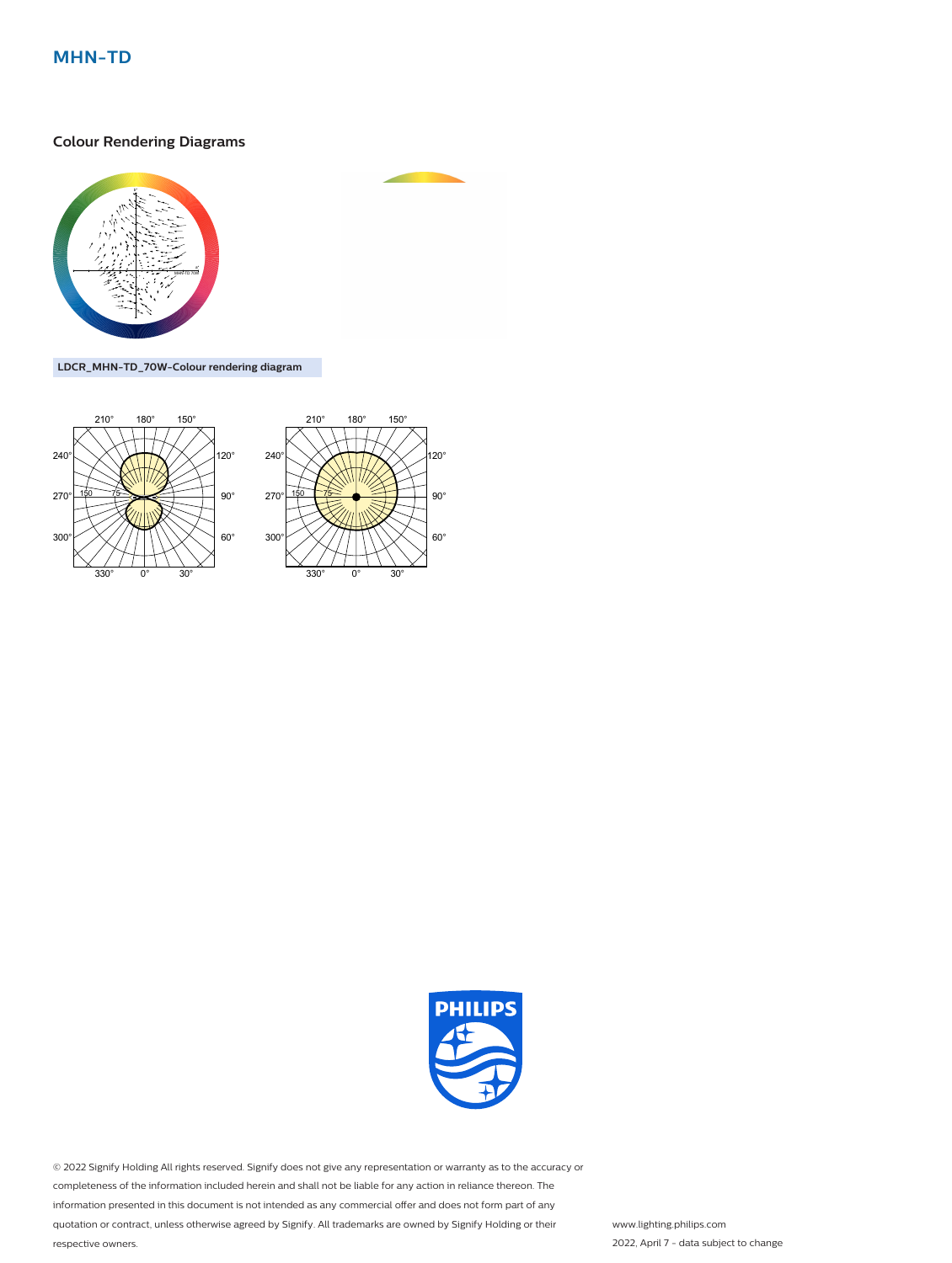## Colour Rendering Diagrams

LDCR_MHN-TD_70W-Colour rendering diagram

210° 180° 150°
240° 120°
270° 150 75 90°
300° 60°
330° 0° 30°

210° 180° 150°
240° 120°
270° 150 75 90°
300° 60°
330° 0° 30°

© 2022 Signify Holding All rights reserved. Signify does not give any representation or warranty as to the accuracy or completeness of the information included herein and shall not be liable for any action in reliance thereon. The information presented in this document is not intended as any commercial offer and does not form part of any quotation or contract, unless otherwise agreed by Signify. All trademarks are owned by Signify Holding or their respective owners.

www.lighting.philips.com

2022, April 7 - data subject to change